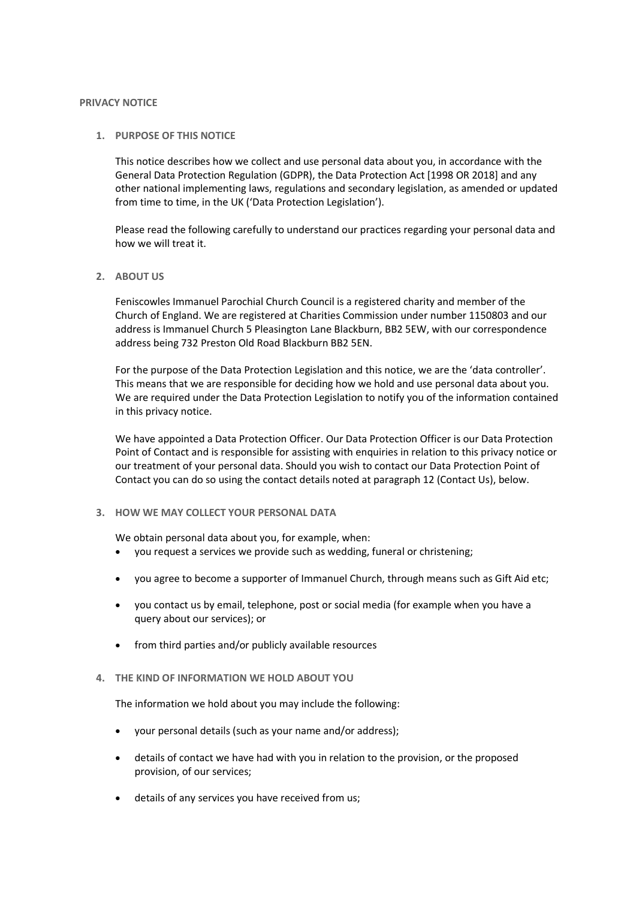**PRIVACY NOTICE**

1. **PURPOSE OF THIS NOTICE**

   This notice describes how we collect and use personal data about you, in accordance with the General Data Protection Regulation (GDPR), the Data Protection Act [1998 OR 2018] and any other national implementing laws, regulations and secondary legislation, as amended or updated from time to time, in the UK ('Data Protection Legislation').

   Please read the following carefully to understand our practices regarding your personal data and how we will treat it.

2. **ABOUT US**

   Feniscowles Immanuel Parochial Church Council is a registered charity and member of the Church of England. We are registered at Charities Commission under number 1150803 and our address is Immanuel Church 5 Pleasington Lane Blackburn, BB2 5EW, with our correspondence address being 732 Preston Old Road Blackburn BB2 5EN.

   For the purpose of the Data Protection Legislation and this notice, we are the 'data controller'. This means that we are responsible for deciding how we hold and use personal data about you. We are required under the Data Protection Legislation to notify you of the information contained in this privacy notice.

   We have appointed a Data Protection Officer. Our Data Protection Officer is our Data Protection Point of Contact and is responsible for assisting with enquiries in relation to this privacy notice or our treatment of your personal data. Should you wish to contact our Data Protection Point of Contact you can do so using the contact details noted at paragraph 12 (Contact Us), below.

3. **HOW WE MAY COLLECT YOUR PERSONAL DATA**

   We obtain personal data about you, for example, when:

   - you request a services we provide such as wedding, funeral or christening;
   - you agree to become a supporter of Immanuel Church, through means such as Gift Aid etc;
   - you contact us by email, telephone, post or social media (for example when you have a query about our services); or
   - from third parties and/or publicly available resources

4. **THE KIND OF INFORMATION WE HOLD ABOUT YOU**

   The information we hold about you may include the following:

   - your personal details (such as your name and/or address);
   - details of contact we have had with you in relation to the provision, or the proposed provision, of our services;
   - details of any services you have received from us;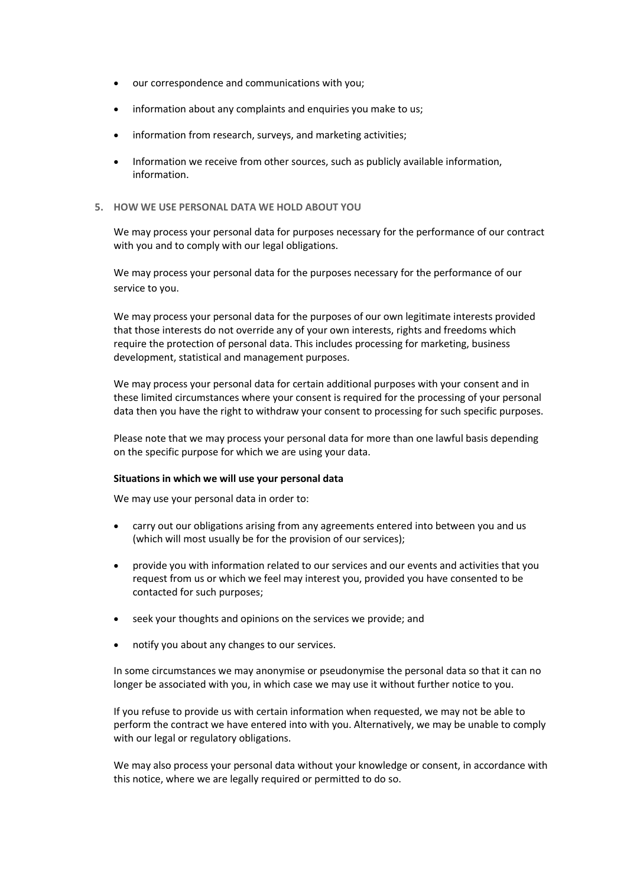- our correspondence and communications with you;
- information about any complaints and enquiries you make to us;
- information from research, surveys, and marketing activities;
- Information we receive from other sources, such as publicly available information, information.

## 5. HOW WE USE PERSONAL DATA WE HOLD ABOUT YOU

We may process your personal data for purposes necessary for the performance of our contract with you and to comply with our legal obligations.

We may process your personal data for the purposes necessary for the performance of our service to you.

We may process your personal data for the purposes of our own legitimate interests provided that those interests do not override any of your own interests, rights and freedoms which require the protection of personal data. This includes processing for marketing, business development, statistical and management purposes.

We may process your personal data for certain additional purposes with your consent and in these limited circumstances where your consent is required for the processing of your personal data then you have the right to withdraw your consent to processing for such specific purposes.

Please note that we may process your personal data for more than one lawful basis depending on the specific purpose for which we are using your data.

**Situations in which we will use your personal data**

We may use your personal data in order to:

- carry out our obligations arising from any agreements entered into between you and us (which will most usually be for the provision of our services);
- provide you with information related to our services and our events and activities that you request from us or which we feel may interest you, provided you have consented to be contacted for such purposes;
- seek your thoughts and opinions on the services we provide; and
- notify you about any changes to our services.

In some circumstances we may anonymise or pseudonymise the personal data so that it can no longer be associated with you, in which case we may use it without further notice to you.

If you refuse to provide us with certain information when requested, we may not be able to perform the contract we have entered into with you. Alternatively, we may be unable to comply with our legal or regulatory obligations.

We may also process your personal data without your knowledge or consent, in accordance with this notice, where we are legally required or permitted to do so.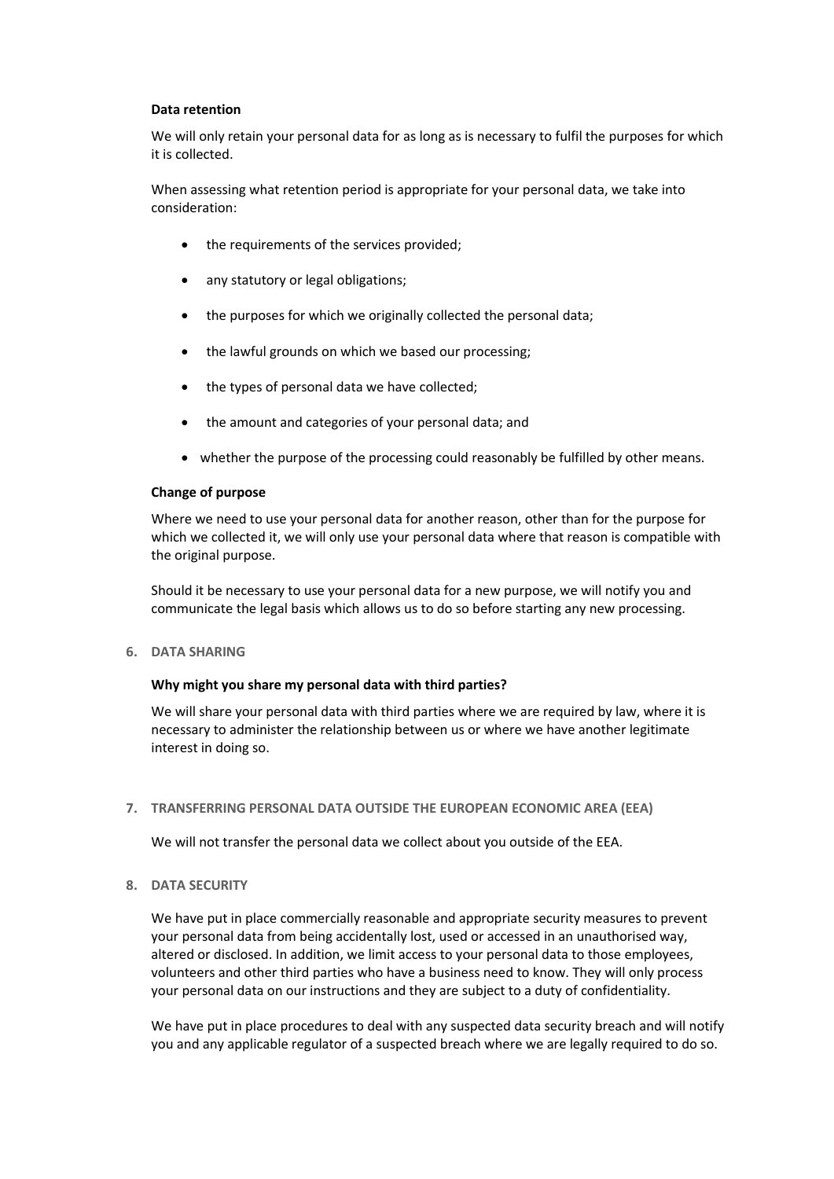### Data retention

We will only retain your personal data for as long as is necessary to fulfil the purposes for which it is collected.

When assessing what retention period is appropriate for your personal data, we take into consideration:

- the requirements of the services provided;
- any statutory or legal obligations;
- the purposes for which we originally collected the personal data;
- the lawful grounds on which we based our processing;
- the types of personal data we have collected;
- the amount and categories of your personal data; and
- whether the purpose of the processing could reasonably be fulfilled by other means.

### Change of purpose

Where we need to use your personal data for another reason, other than for the purpose for which we collected it, we will only use your personal data where that reason is compatible with the original purpose.

Should it be necessary to use your personal data for a new purpose, we will notify you and communicate the legal basis which allows us to do so before starting any new processing.

## 6. DATA SHARING

### Why might you share my personal data with third parties?

We will share your personal data with third parties where we are required by law, where it is necessary to administer the relationship between us or where we have another legitimate interest in doing so.

## 7. TRANSFERRING PERSONAL DATA OUTSIDE THE EUROPEAN ECONOMIC AREA (EEA)

We will not transfer the personal data we collect about you outside of the EEA.

## 8. DATA SECURITY

We have put in place commercially reasonable and appropriate security measures to prevent your personal data from being accidentally lost, used or accessed in an unauthorised way, altered or disclosed. In addition, we limit access to your personal data to those employees, volunteers and other third parties who have a business need to know. They will only process your personal data on our instructions and they are subject to a duty of confidentiality.

We have put in place procedures to deal with any suspected data security breach and will notify you and any applicable regulator of a suspected breach where we are legally required to do so.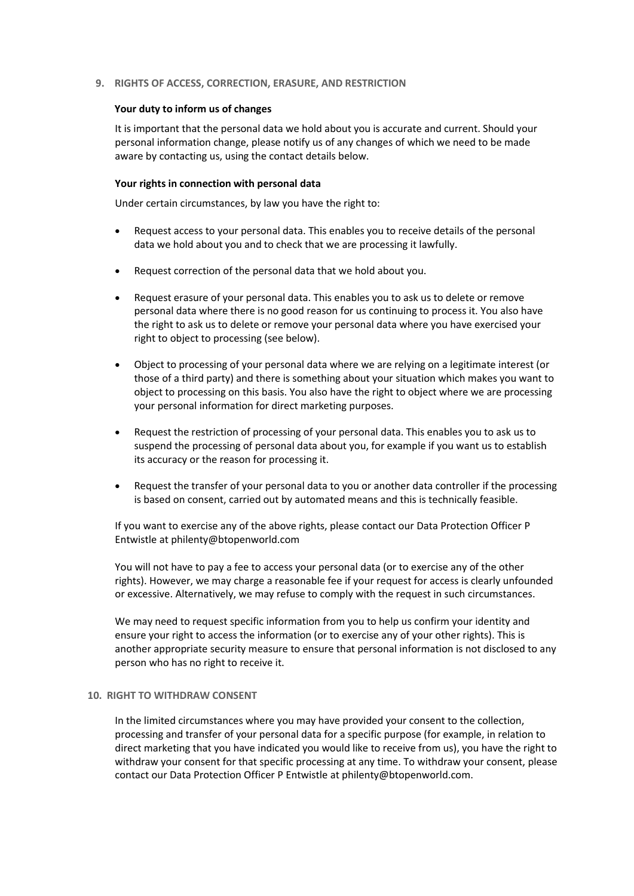## 9. RIGHTS OF ACCESS, CORRECTION, ERASURE, AND RESTRICTION

**Your duty to inform us of changes**

It is important that the personal data we hold about you is accurate and current. Should your personal information change, please notify us of any changes of which we need to be made aware by contacting us, using the contact details below.

**Your rights in connection with personal data**

Under certain circumstances, by law you have the right to:

- Request access to your personal data. This enables you to receive details of the personal data we hold about you and to check that we are processing it lawfully.
- Request correction of the personal data that we hold about you.
- Request erasure of your personal data. This enables you to ask us to delete or remove personal data where there is no good reason for us continuing to process it. You also have the right to ask us to delete or remove your personal data where you have exercised your right to object to processing (see below).
- Object to processing of your personal data where we are relying on a legitimate interest (or those of a third party) and there is something about your situation which makes you want to object to processing on this basis. You also have the right to object where we are processing your personal information for direct marketing purposes.
- Request the restriction of processing of your personal data. This enables you to ask us to suspend the processing of personal data about you, for example if you want us to establish its accuracy or the reason for processing it.
- Request the transfer of your personal data to you or another data controller if the processing is based on consent, carried out by automated means and this is technically feasible.

If you want to exercise any of the above rights, please contact our Data Protection Officer P Entwistle at philenty@btopenworld.com

You will not have to pay a fee to access your personal data (or to exercise any of the other rights). However, we may charge a reasonable fee if your request for access is clearly unfounded or excessive. Alternatively, we may refuse to comply with the request in such circumstances.

We may need to request specific information from you to help us confirm your identity and ensure your right to access the information (or to exercise any of your other rights). This is another appropriate security measure to ensure that personal information is not disclosed to any person who has no right to receive it.

## 10. RIGHT TO WITHDRAW CONSENT

In the limited circumstances where you may have provided your consent to the collection, processing and transfer of your personal data for a specific purpose (for example, in relation to direct marketing that you have indicated you would like to receive from us), you have the right to withdraw your consent for that specific processing at any time. To withdraw your consent, please contact our Data Protection Officer P Entwistle at philenty@btopenworld.com.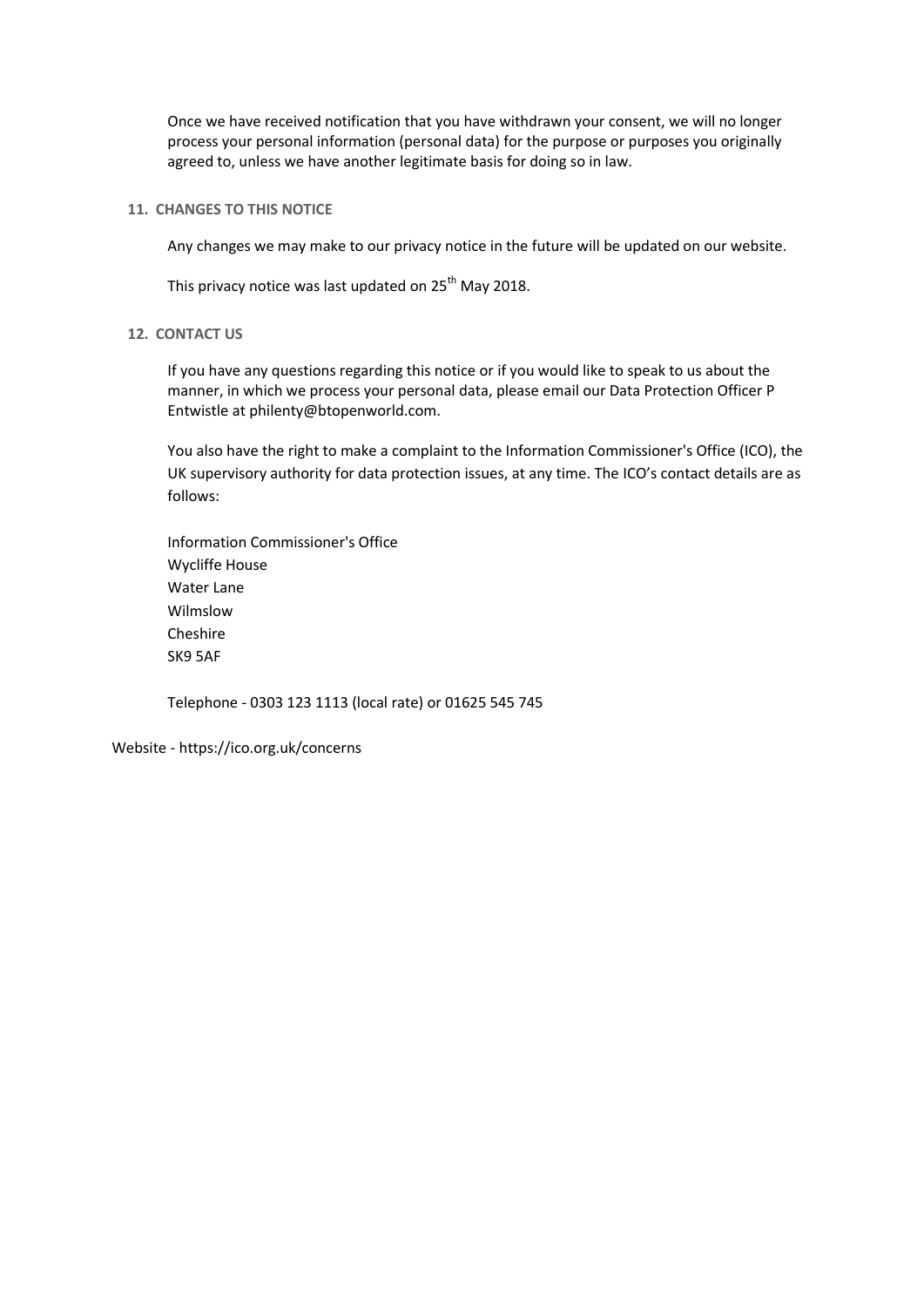Once we have received notification that you have withdrawn your consent, we will no longer process your personal information (personal data) for the purpose or purposes you originally agreed to, unless we have another legitimate basis for doing so in law.

## 11. CHANGES TO THIS NOTICE

Any changes we may make to our privacy notice in the future will be updated on our website.

This privacy notice was last updated on 25th May 2018.

## 12. CONTACT US

If you have any questions regarding this notice or if you would like to speak to us about the manner, in which we process your personal data, please email our Data Protection Officer P Entwistle at philenty@btopenworld.com.

You also have the right to make a complaint to the Information Commissioner's Office (ICO), the UK supervisory authority for data protection issues, at any time. The ICO's contact details are as follows:

Information Commissioner's Office
Wycliffe House
Water Lane
Wilmslow
Cheshire
SK9 5AF

Telephone - 0303 123 1113 (local rate) or 01625 545 745

Website - https://ico.org.uk/concerns